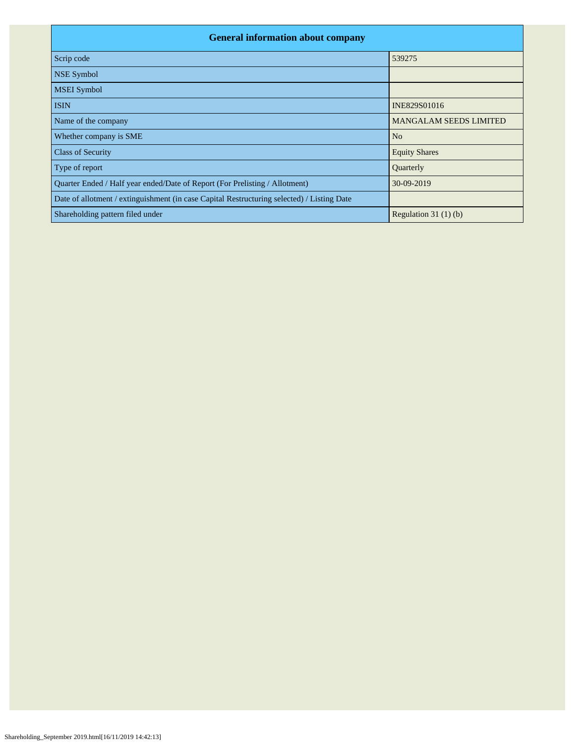| General information about company | |
|---|---|
| Scrip code | 539275 |
| NSE Symbol | |
| MSEI Symbol | |
| ISIN | INE829S01016 |
| Name of the company | MANGALAM SEEDS LIMITED |
| Whether company is SME | No |
| Class of Security | Equity Shares |
| Type of report | Quarterly |
| Quarter Ended / Half year ended/Date of Report (For Prelisting / Allotment) | 30-09-2019 |
| Date of allotment / extinguishment (in case Capital Restructuring selected) / Listing Date | |
| Shareholding pattern filed under | Regulation 31 (1) (b) |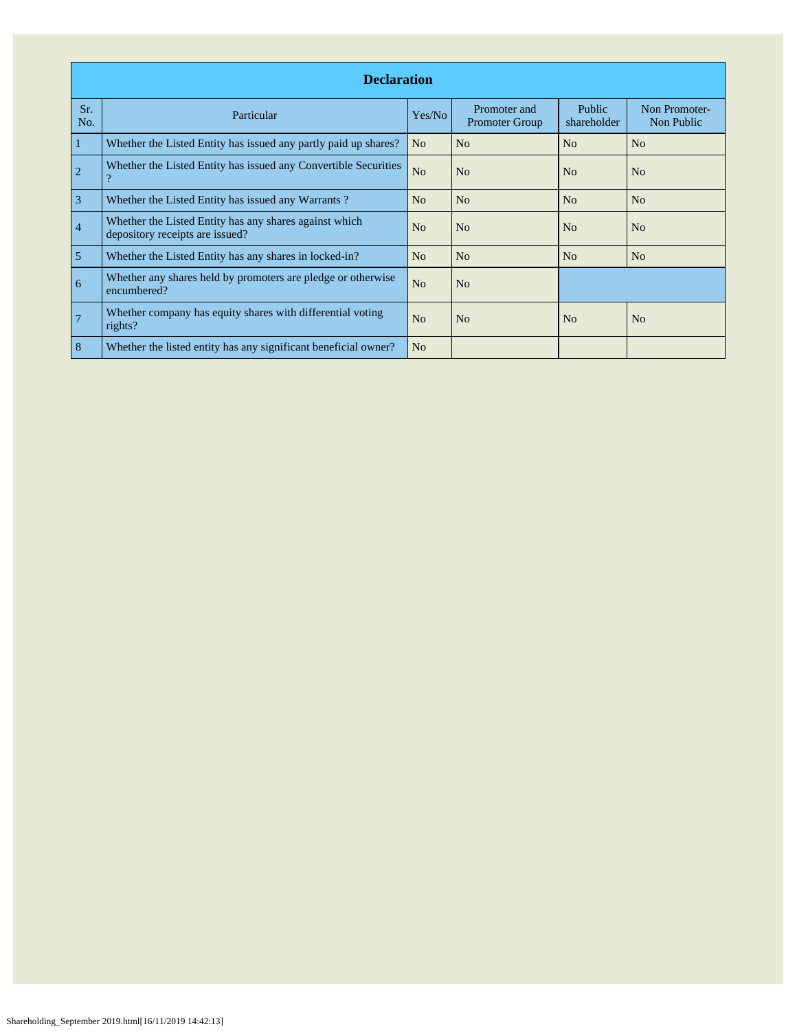| Declaration | | | | | |
|---|---|---|---|---|---|
| Sr. No. | Particular | Yes/No | Promoter and Promoter Group | Public shareholder | Non Promoter- Non Public |
| 1 | Whether the Listed Entity has issued any partly paid up shares? | No | No | No | No |
| 2 | Whether the Listed Entity has issued any Convertible Securities ? | No | No | No | No |
| 3 | Whether the Listed Entity has issued any Warrants ? | No | No | No | No |
| 4 | Whether the Listed Entity has any shares against which depository receipts are issued? | No | No | No | No |
| 5 | Whether the Listed Entity has any shares in locked-in? | No | No | No | No |
| 6 | Whether any shares held by promoters are pledge or otherwise encumbered? | No | No | | |
| 7 | Whether company has equity shares with differential voting rights? | No | No | No | No |
| 8 | Whether the listed entity has any significant beneficial owner? | No | | | |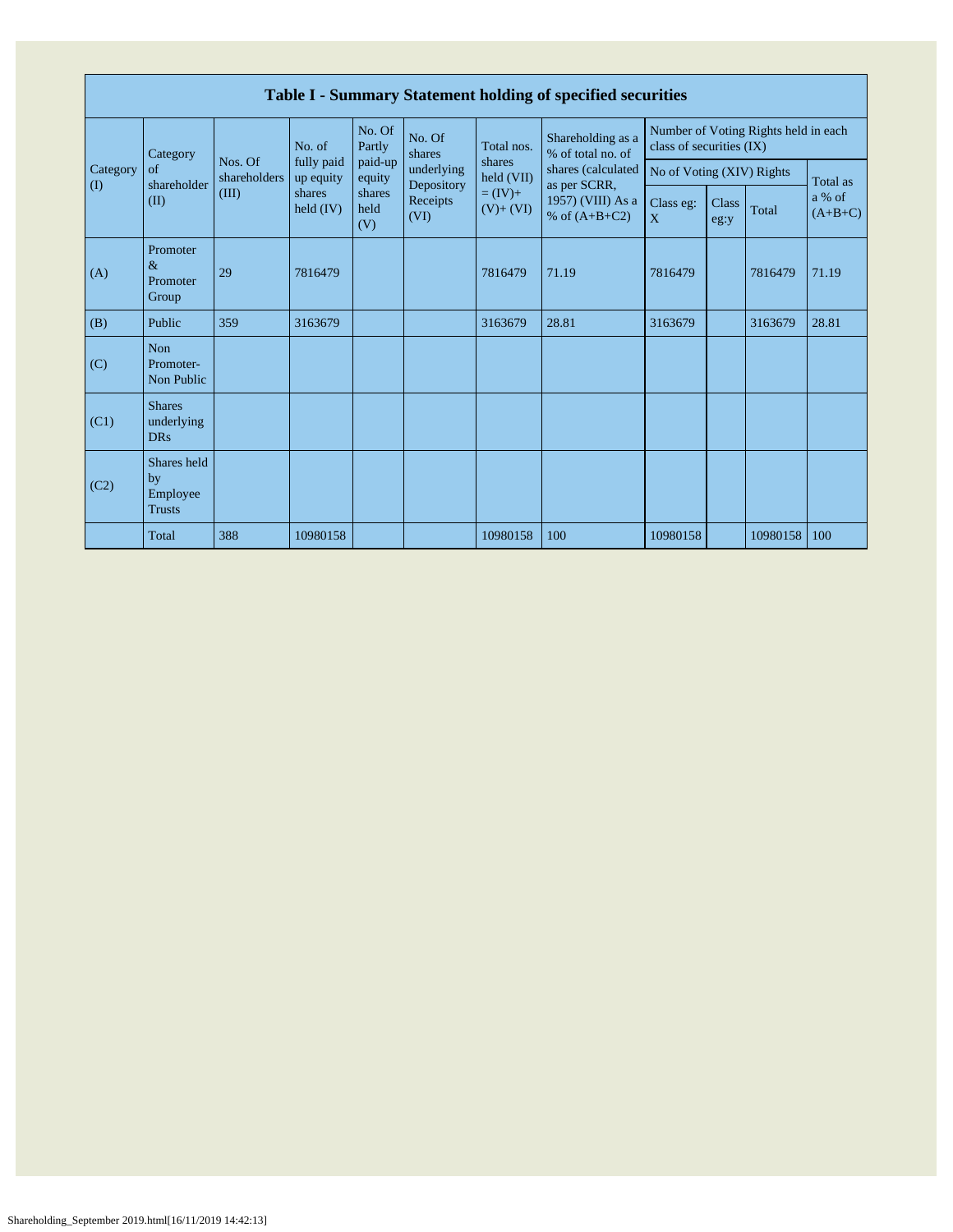| Table I - Summary Statement holding of specified securities | | | | | | | | | | | | |
|---|---|---|---|---|---|---|---|---|---|---|---|---|
| Category (I) | Category of shareholder (II) | Nos. Of shareholders (III) | No. of fully paid up equity shares held (IV) | No. Of Partly paid-up equity shares held (V) | No. Of shares underlying Depository Receipts (VI) | Total nos. shares held (VII) = (IV)+ (V)+ (VI) | Shareholding as a % of total no. of shares (calculated as per SCRR, 1957) (VIII) As a % of (A+B+C2) | Number of Voting Rights held in each class of securities (IX) | | | |
| | | | | | | | | No of Voting (XIV) Rights | | | Total as a % of (A+B+C) |
| | | | | | | | | Class eg: X | Class eg:y | Total | |
| (A) | Promoter & Promoter Group | 29 | 7816479 | | | 7816479 | 71.19 | 7816479 | | 7816479 | 71.19 |
| (B) | Public | 359 | 3163679 | | | 3163679 | 28.81 | 3163679 | | 3163679 | 28.81 |
| (C) | Non Promoter- Non Public | | | | | | | | | | |
| (C1) | Shares underlying DRs | | | | | | | | | | |
| (C2) | Shares held by Employee Trusts | | | | | | | | | | |
| | Total | 388 | 10980158 | | | 10980158 | 100 | 10980158 | | 10980158 | 100 |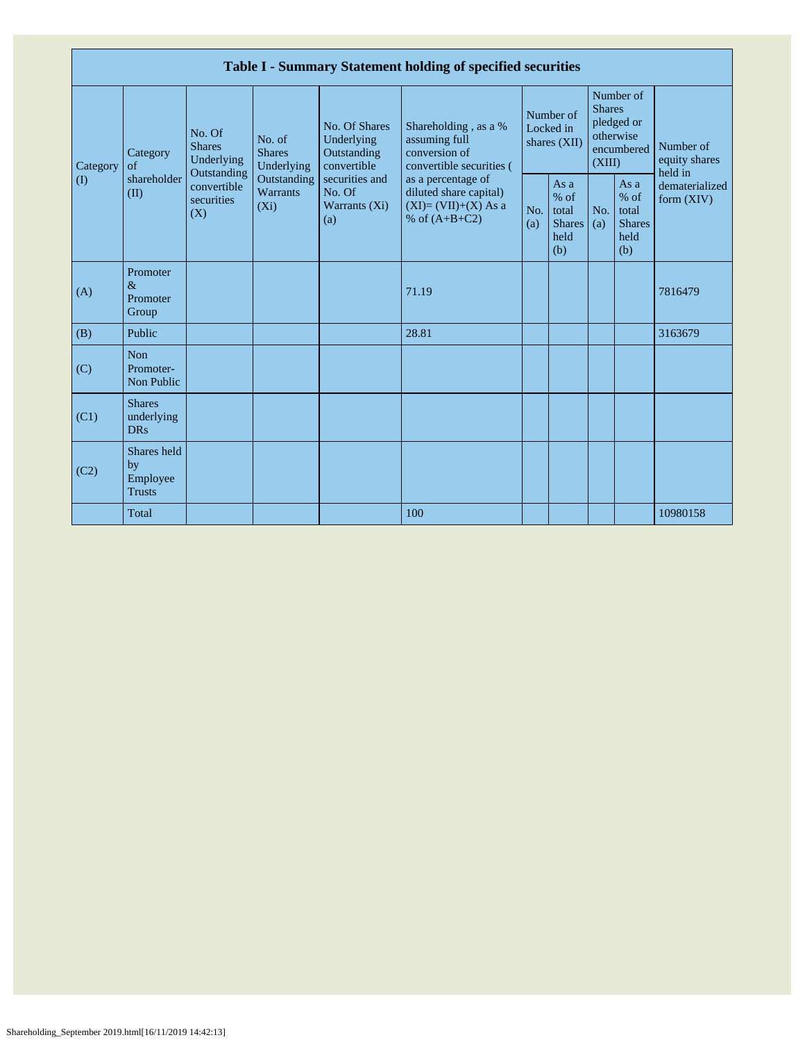| Table I - Summary Statement holding of specified securities | | | | | | | | | | |
|---|---|---|---|---|---|---|---|---|---|---|
| Category (I) | Category of shareholder (II) | No. Of Shares Underlying Outstanding convertible securities (X) | No. of Shares Underlying Outstanding Warrants (Xi) | No. Of Shares Underlying Outstanding convertible securities and No. Of Warrants (Xi) (a) | Shareholding , as a % assuming full conversion of convertible securities ( as a percentage of diluted share capital) (XI)= (VII)+(X) As a % of (A+B+C2) | Number of Locked in shares (XII) | | Number of Shares pledged or otherwise encumbered (XIII) | | Number of equity shares held in dematerialized form (XIV) |
| | | | | | | No. (a) | As a % of total Shares held (b) | No. (a) | As a % of total Shares held (b) | |
| (A) | Promoter & Promoter Group | | | | 71.19 | | | | | 7816479 |
| (B) | Public | | | | 28.81 | | | | | 3163679 |
| (C) | Non Promoter- Non Public | | | | | | | | | |
| (C1) | Shares underlying DRs | | | | | | | | | |
| (C2) | Shares held by Employee Trusts | | | | | | | | | |
| | Total | | | | 100 | | | | | 10980158 |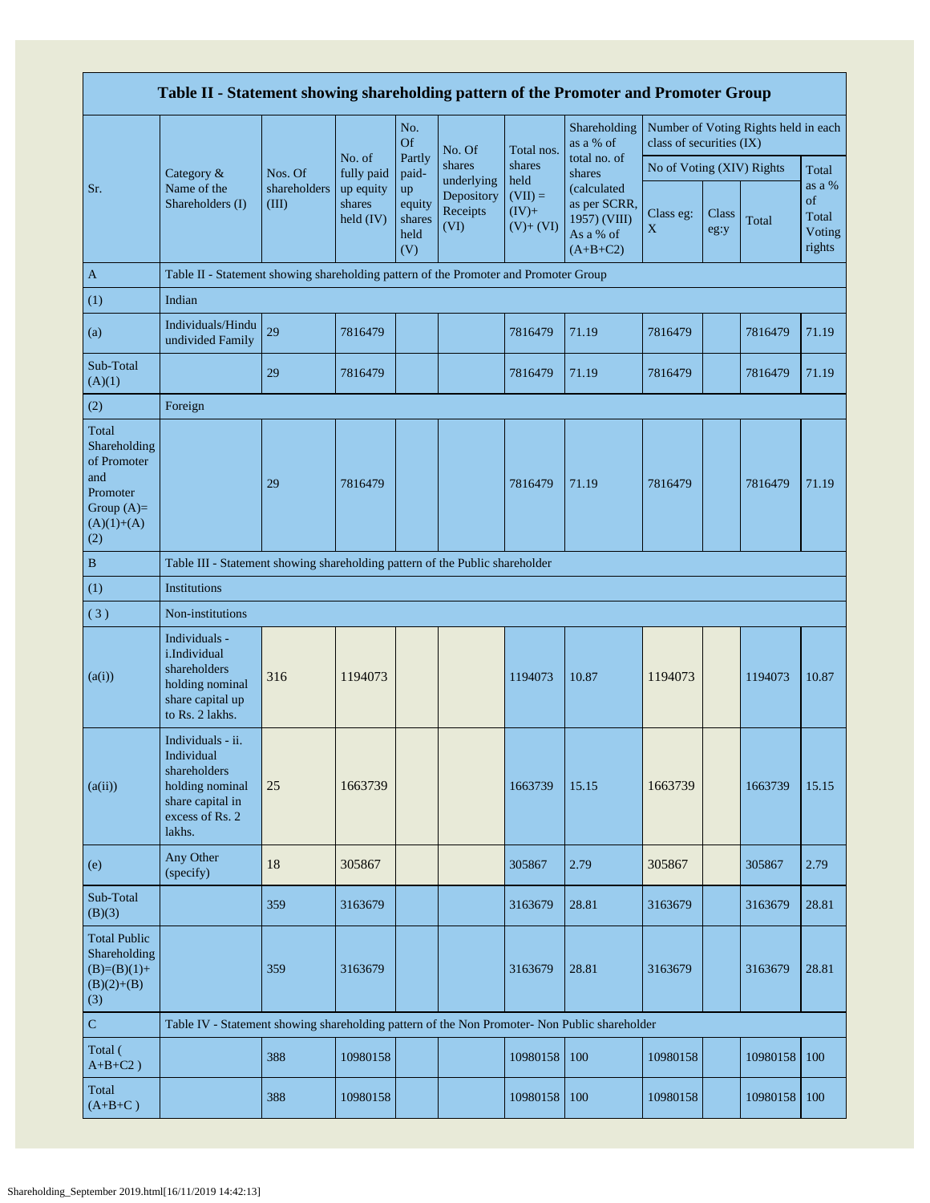| Table II - Statement showing shareholding pattern of the Promoter and Promoter Group | | | | | | | | | | | | |
|---|---|---|---|---|---|---|---|---|---|---|---|---|
| Sr. | Category & Name of the Shareholders (I) | Nos. Of shareholders (III) | No. of fully paid up equity shares held (IV) | No. Of Partly paid-up equity shares held (V) | No. Of shares underlying Depository Receipts (VI) | Total nos. shares held (VII) = (IV)+ (V)+ (VI) | Shareholding as a % of total no. of shares (calculated as per SCRR, 1957) (VIII) As a % of (A+B+C2) | Number of Voting Rights held in each class of securities (IX) | | | |
| | | | | | | | | No of Voting (XIV) Rights | | | Total as a % of Total Voting rights |
| | | | | | | | | Class eg: X | Class eg:y | Total | |
| A | Table II - Statement showing shareholding pattern of the Promoter and Promoter Group | | | | | | | | | | |
| (1) | Indian | | | | | | | | | | |
| (a) | Individuals/Hindu undivided Family | 29 | 7816479 | | | 7816479 | 71.19 | 7816479 | | 7816479 | 71.19 |
| Sub-Total (A)(1) | | 29 | 7816479 | | | 7816479 | 71.19 | 7816479 | | 7816479 | 71.19 |
| (2) | Foreign | | | | | | | | | | |
| Total Shareholding of Promoter and Promoter Group (A)=(A)(1)+(A)(2) | | 29 | 7816479 | | | 7816479 | 71.19 | 7816479 | | 7816479 | 71.19 |
| B | Table III - Statement showing shareholding pattern of the Public shareholder | | | | | | | | | | |
| (1) | Institutions | | | | | | | | | | |
| (3) | Non-institutions | | | | | | | | | | |
| (a(i)) | Individuals - i.Individual shareholders holding nominal share capital up to Rs. 2 lakhs. | 316 | 1194073 | | | 1194073 | 10.87 | 1194073 | | 1194073 | 10.87 |
| (a(ii)) | Individuals - ii. Individual shareholders holding nominal share capital in excess of Rs. 2 lakhs. | 25 | 1663739 | | | 1663739 | 15.15 | 1663739 | | 1663739 | 15.15 |
| (e) | Any Other (specify) | 18 | 305867 | | | 305867 | 2.79 | 305867 | | 305867 | 2.79 |
| Sub-Total (B)(3) | | 359 | 3163679 | | | 3163679 | 28.81 | 3163679 | | 3163679 | 28.81 |
| Total Public Shareholding (B)=(B)(1)+(B)(2)+(B)(3) | | 359 | 3163679 | | | 3163679 | 28.81 | 3163679 | | 3163679 | 28.81 |
| C | Table IV - Statement showing shareholding pattern of the Non Promoter- Non Public shareholder | | | | | | | | | | |
| Total ( A+B+C2 ) | | 388 | 10980158 | | | 10980158 | 100 | 10980158 | | 10980158 | 100 |
| Total (A+B+C ) | | 388 | 10980158 | | | 10980158 | 100 | 10980158 | | 10980158 | 100 |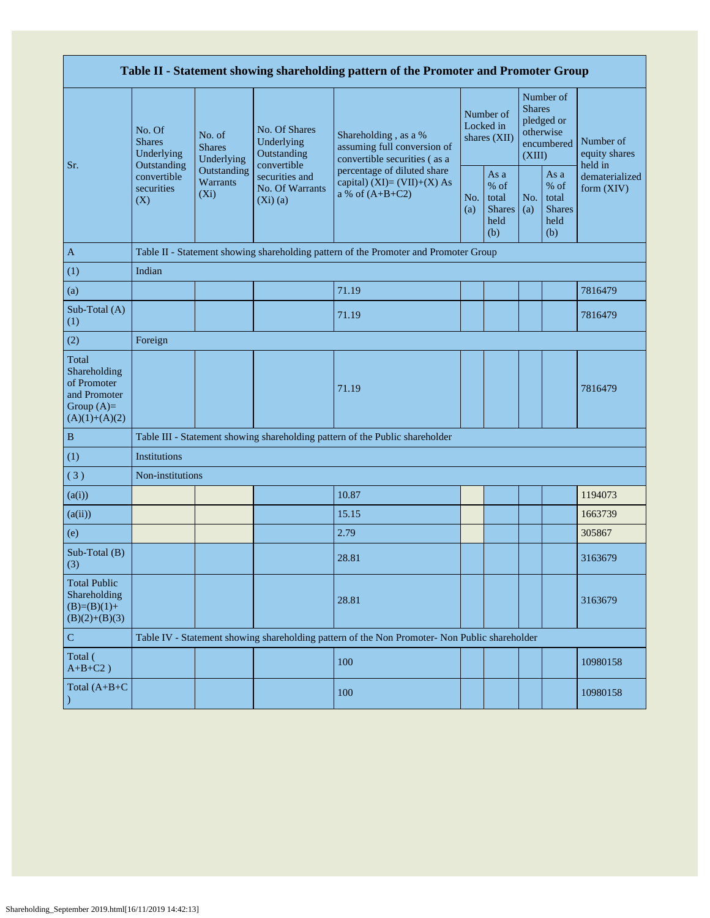| Table II - Statement showing shareholding pattern of the Promoter and Promoter Group | | | | | | | | | |
|---|---|---|---|---|---|---|---|---|---|
| Sr. | No. Of Shares Underlying Outstanding convertible securities (X) | No. of Shares Underlying Outstanding Warrants (Xi) | No. Of Shares Underlying Outstanding convertible securities and No. Of Warrants (Xi) (a) | Shareholding , as a % assuming full conversion of convertible securities ( as a percentage of diluted share capital) (XI)= (VII)+(X) As a % of (A+B+C2) | Number of Locked in shares (XII) | | Number of Shares pledged or otherwise encumbered (XIII) | | Number of equity shares held in dematerialized form (XIV) |
| | | | | | No. (a) | As a % of total Shares held (b) | No. (a) | As a % of total Shares held (b) | |
| A | Table II - Statement showing shareholding pattern of the Promoter and Promoter Group | | | | | | | | |
| (1) | Indian | | | | | | | | |
| (a) | | | | 71.19 | | | | | 7816479 |
| Sub-Total (A) (1) | | | | 71.19 | | | | | 7816479 |
| (2) | Foreign | | | | | | | | |
| Total Shareholding of Promoter and Promoter Group (A)= (A)(1)+(A)(2) | | | | 71.19 | | | | | 7816479 |
| B | Table III - Statement showing shareholding pattern of the Public shareholder | | | | | | | | |
| (1) | Institutions | | | | | | | | |
| ( 3 ) | Non-institutions | | | | | | | | |
| (a(i)) | | | | 10.87 | | | | | 1194073 |
| (a(ii)) | | | | 15.15 | | | | | 1663739 |
| (e) | | | | 2.79 | | | | | 305867 |
| Sub-Total (B) (3) | | | | 28.81 | | | | | 3163679 |
| Total Public Shareholding (B)=(B)(1)+(B)(2)+(B)(3) | | | | 28.81 | | | | | 3163679 |
| C | Table IV - Statement showing shareholding pattern of the Non Promoter- Non Public shareholder | | | | | | | | |
| Total ( A+B+C2 ) | | | | 100 | | | | | 10980158 |
| Total (A+B+C ) | | | | 100 | | | | | 10980158 |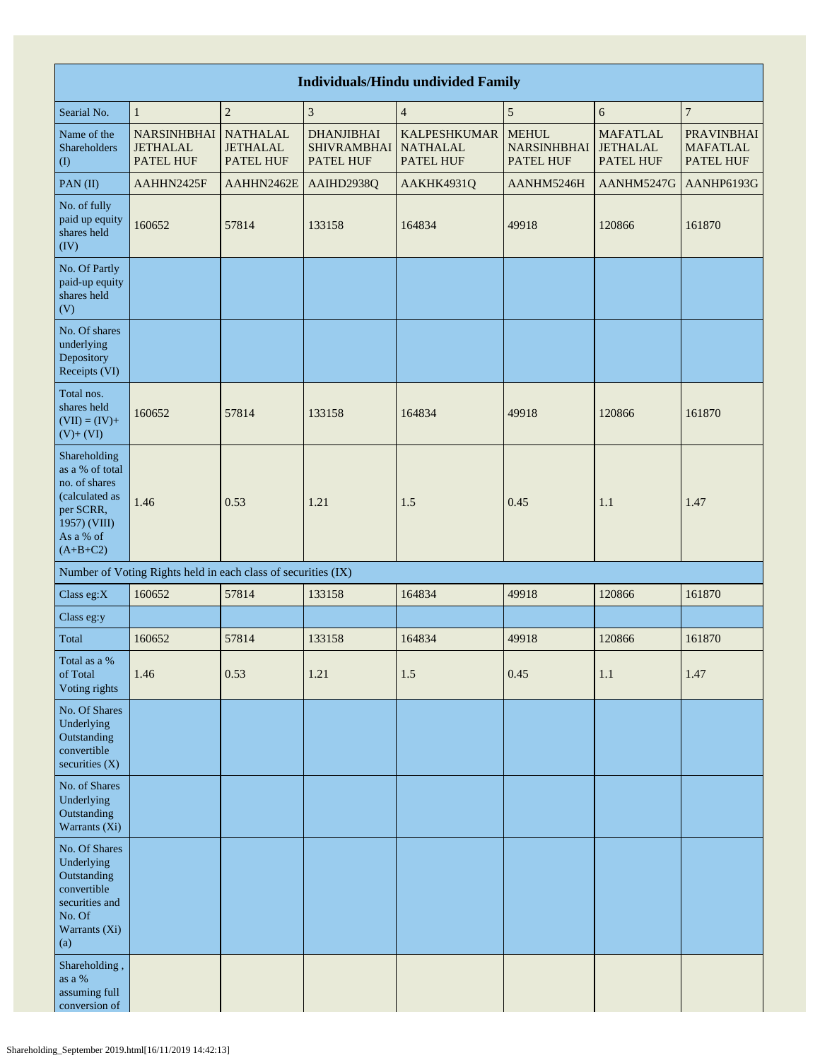| Individuals/Hindu undivided Family | | | | | | | |
|---|---|---|---|---|---|---|---|
| Searial No. | 1 | 2 | 3 | 4 | 5 | 6 | 7 |
| Name of the Shareholders (I) | NARSINHBHAI JETHALAL PATEL HUF | NATHALAL JETHALAL PATEL HUF | DHANJIBHAI SHIVRAMBHAI PATEL HUF | KALPESHKUMAR NATHALAL PATEL HUF | MEHUL NARSINHBHAI PATEL HUF | MAFATLAL JETHALAL PATEL HUF | PRAVINBHAI MAFATLAL PATEL HUF |
| PAN (II) | AAHHN2425F | AAHHN2462E | AAIHD2938Q | AAKHK4931Q | AANHM5246H | AANHM5247G | AANHP6193G |
| No. of fully paid up equity shares held (IV) | 160652 | 57814 | 133158 | 164834 | 49918 | 120866 | 161870 |
| No. Of Partly paid-up equity shares held (V) | | | | | | | |
| No. Of shares underlying Depository Receipts (VI) | | | | | | | |
| Total nos. shares held (VII) = (IV)+ (V)+ (VI) | 160652 | 57814 | 133158 | 164834 | 49918 | 120866 | 161870 |
| Shareholding as a % of total no. of shares (calculated as per SCRR, 1957) (VIII) As a % of (A+B+C2) | 1.46 | 0.53 | 1.21 | 1.5 | 0.45 | 1.1 | 1.47 |
| Number of Voting Rights held in each class of securities (IX) | | | | | | | |
| Class eg:X | 160652 | 57814 | 133158 | 164834 | 49918 | 120866 | 161870 |
| Class eg:y | | | | | | | |
| Total | 160652 | 57814 | 133158 | 164834 | 49918 | 120866 | 161870 |
| Total as a % of Total Voting rights | 1.46 | 0.53 | 1.21 | 1.5 | 0.45 | 1.1 | 1.47 |
| No. Of Shares Underlying Outstanding convertible securities (X) | | | | | | | |
| No. of Shares Underlying Outstanding Warrants (Xi) | | | | | | | |
| No. Of Shares Underlying Outstanding convertible securities and No. Of Warrants (Xi) (a) | | | | | | | |
| Shareholding , as a % assuming full conversion of | | | | | | | |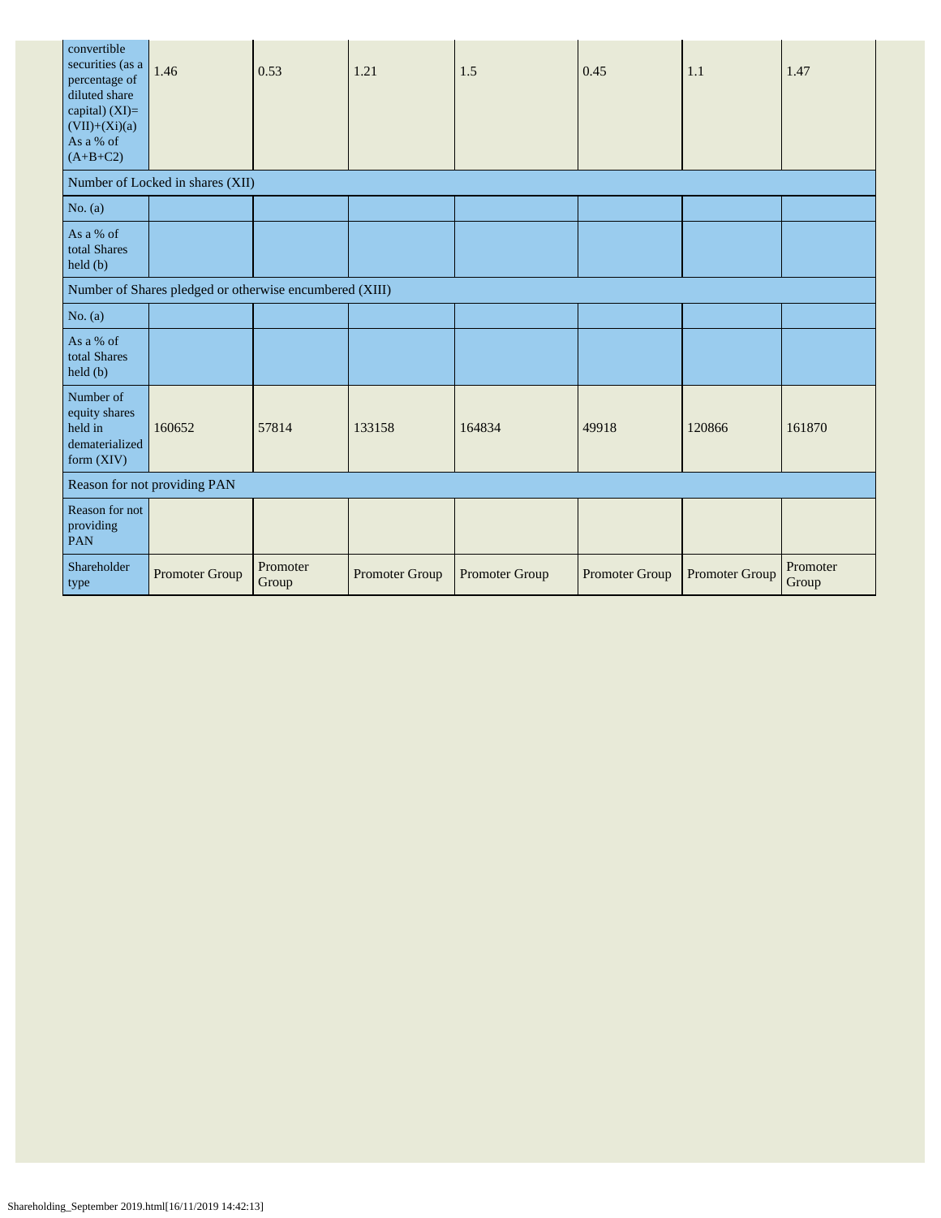| convertible securities (as a percentage of diluted share capital) (XI)= (VII)+(Xi)(a) As a % of (A+B+C2) | 1.46 | 0.53 | 1.21 | 1.5 | 0.45 | 1.1 | 1.47 |
|---|---|---|---|---|---|---|---|
| Number of Locked in shares (XII) | | | | | | | |
| No. (a) | | | | | | | |
| As a % of total Shares held (b) | | | | | | | |
| Number of Shares pledged or otherwise encumbered (XIII) | | | | | | | |
| No. (a) | | | | | | | |
| As a % of total Shares held (b) | | | | | | | |
| Number of equity shares held in dematerialized form (XIV) | 160652 | 57814 | 133158 | 164834 | 49918 | 120866 | 161870 |
| Reason for not providing PAN | | | | | | | |
| Reason for not providing PAN | | | | | | | |
| Shareholder type | Promoter Group | Promoter Group | Promoter Group | Promoter Group | Promoter Group | Promoter Group | Promoter Group |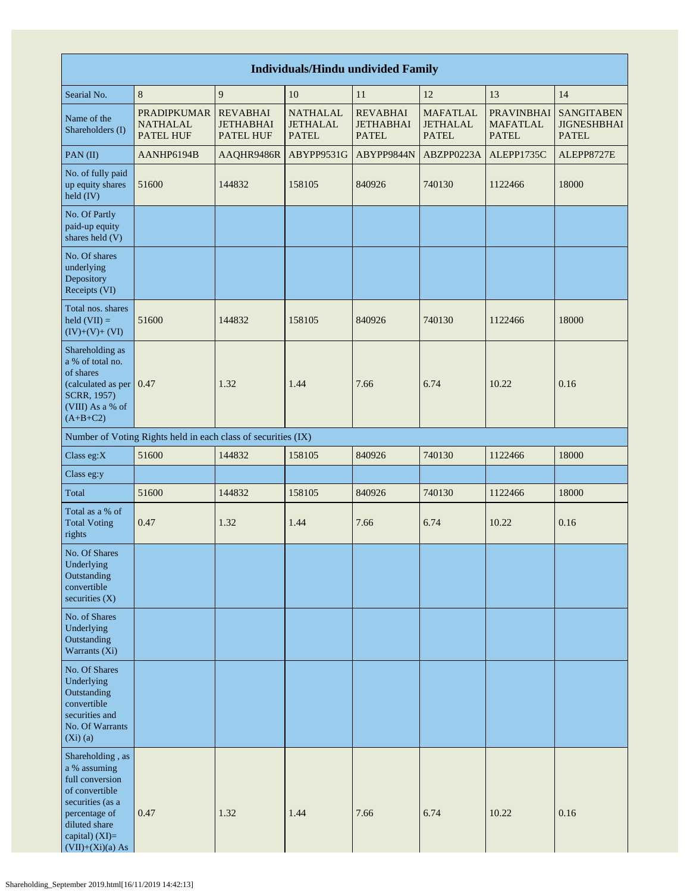| Individuals/Hindu undivided Family | | | | | | | |
|---|---|---|---|---|---|---|---|
| Searial No. | 8 | 9 | 10 | 11 | 12 | 13 | 14 |
| Name of the Shareholders (I) | PRADIPKUMAR NATHALAL PATEL HUF | REVABHAI JETHABHAI PATEL HUF | NATHALAL JETHALAL PATEL | REVABHAI JETHABHAI PATEL | MAFATLAL JETHALAL PATEL | PRAVINBHAI MAFATLAL PATEL | SANGITABEN JIGNESHBHAI PATEL |
| PAN (II) | AANHP6194B | AAQHR9486R | ABYPP9531G | ABYPP9844N | ABZPP0223A | ALEPP1735C | ALEPP8727E |
| No. of fully paid up equity shares held (IV) | 51600 | 144832 | 158105 | 840926 | 740130 | 1122466 | 18000 |
| No. Of Partly paid-up equity shares held (V) | | | | | | | |
| No. Of shares underlying Depository Receipts (VI) | | | | | | | |
| Total nos. shares held (VII) = (IV)+(V)+ (VI) | 51600 | 144832 | 158105 | 840926 | 740130 | 1122466 | 18000 |
| Shareholding as a % of total no. of shares (calculated as per SCRR, 1957) (VIII) As a % of (A+B+C2) | 0.47 | 1.32 | 1.44 | 7.66 | 6.74 | 10.22 | 0.16 |
| Number of Voting Rights held in each class of securities (IX) | | | | | | | |
| Class eg:X | 51600 | 144832 | 158105 | 840926 | 740130 | 1122466 | 18000 |
| Class eg:y | | | | | | | |
| Total | 51600 | 144832 | 158105 | 840926 | 740130 | 1122466 | 18000 |
| Total as a % of Total Voting rights | 0.47 | 1.32 | 1.44 | 7.66 | 6.74 | 10.22 | 0.16 |
| No. Of Shares Underlying Outstanding convertible securities (X) | | | | | | | |
| No. of Shares Underlying Outstanding Warrants (Xi) | | | | | | | |
| No. Of Shares Underlying Outstanding convertible securities and No. Of Warrants (Xi) (a) | | | | | | | |
| Shareholding , as a % assuming full conversion of convertible securities (as a percentage of diluted share capital) (XI)= (VII)+(Xi)(a) As | 0.47 | 1.32 | 1.44 | 7.66 | 6.74 | 10.22 | 0.16 |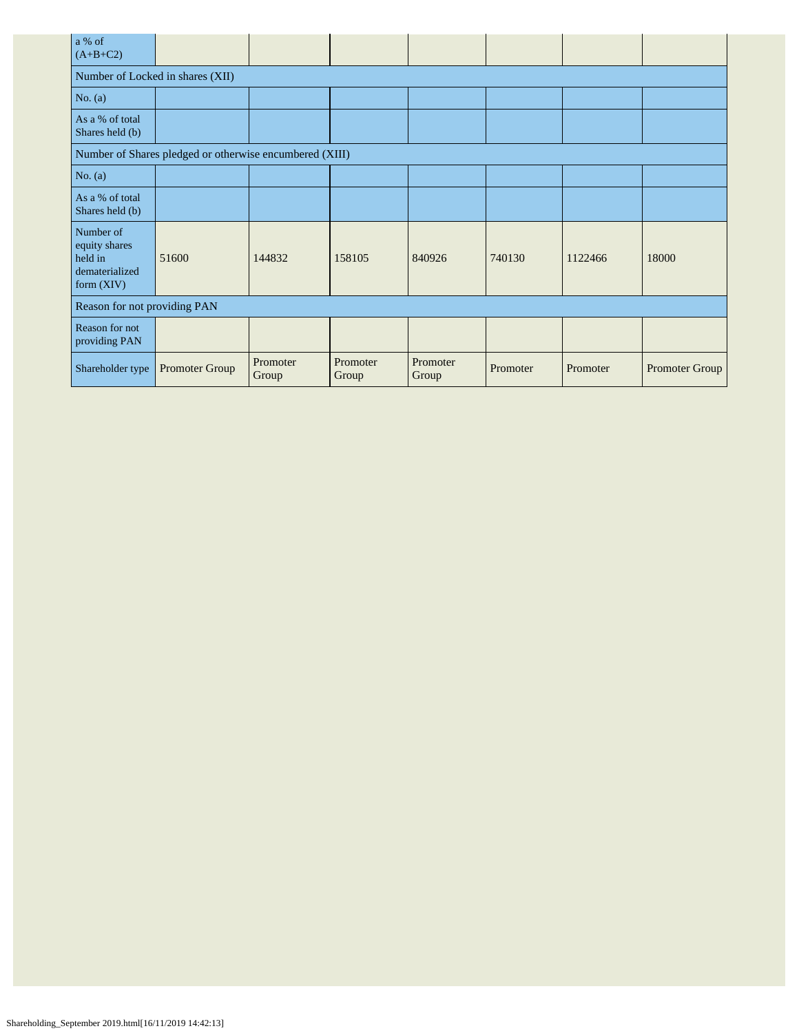| a % of (A+B+C2) | | | | | | | |
|---|---|---|---|---|---|---|---|
| Number of Locked in shares (XII) | | | | | | | |
| No. (a) | | | | | | | |
| As a % of total Shares held (b) | | | | | | | |
| Number of Shares pledged or otherwise encumbered (XIII) | | | | | | | |
| No. (a) | | | | | | | |
| As a % of total Shares held (b) | | | | | | | |
| Number of equity shares held in dematerialized form (XIV) | 51600 | 144832 | 158105 | 840926 | 740130 | 1122466 | 18000 |
| Reason for not providing PAN | | | | | | | |
| Reason for not providing PAN | | | | | | | |
| Shareholder type | Promoter Group | Promoter Group | Promoter Group | Promoter Group | Promoter | Promoter | Promoter Group |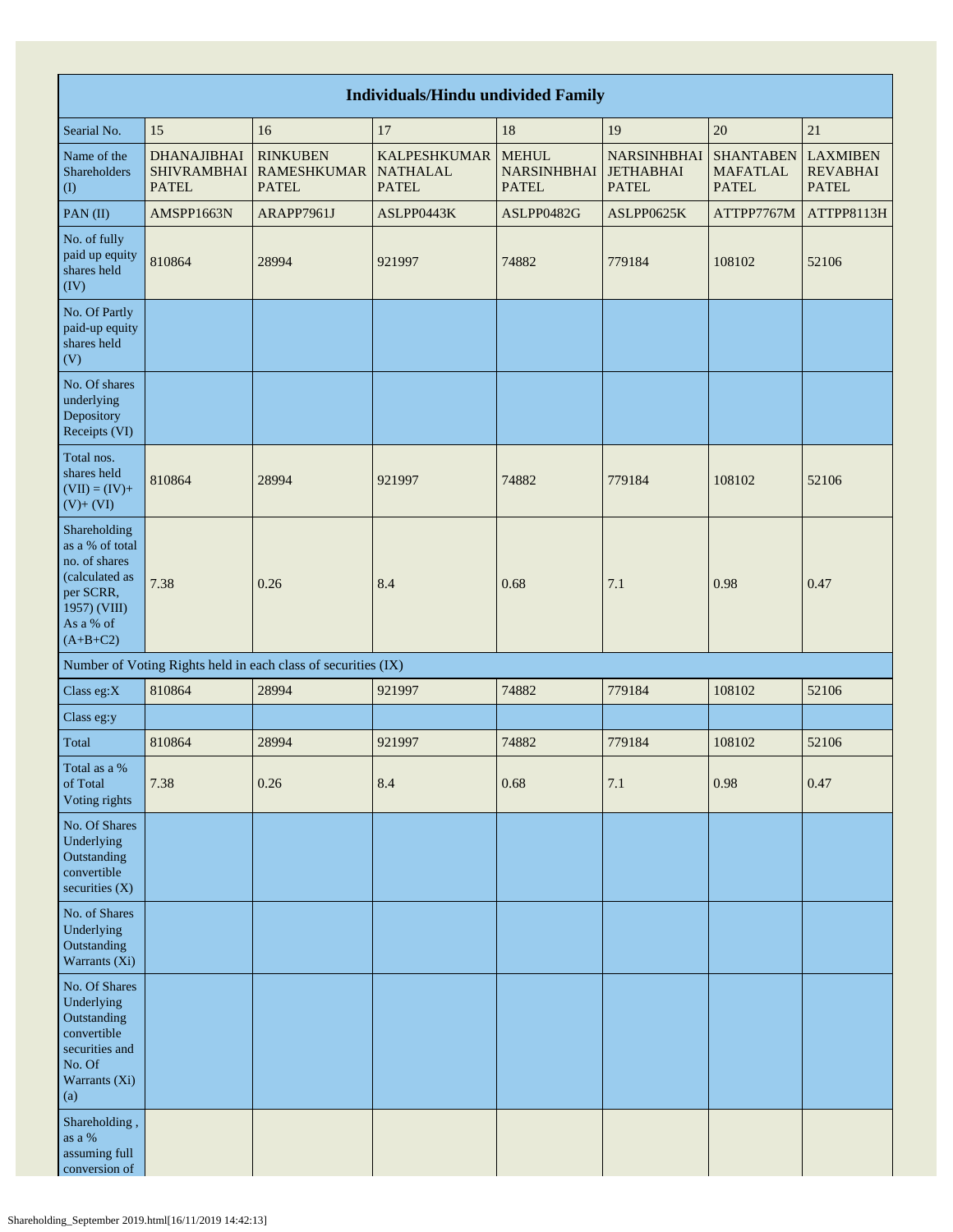| Individuals/Hindu undivided Family | | | | | | | |
|---|---|---|---|---|---|---|---|
| Searial No. | 15 | 16 | 17 | 18 | 19 | 20 | 21 |
| Name of the Shareholders (I) | DHANAJIBHAI SHIVRAMBHAI PATEL | RINKUBEN RAMESHKUMAR PATEL | KALPESHKUMAR NATHALAL PATEL | MEHUL NARSINHBHAI PATEL | NARSINHBHAI JETHABHAI PATEL | SHANTABEN MAFATLAL PATEL | LAXMIBEN REVABHAI PATEL |
| PAN (II) | AMSPP1663N | ARAPP7961J | ASLPP0443K | ASLPP0482G | ASLPP0625K | ATTPP7767M | ATTPP8113H |
| No. of fully paid up equity shares held (IV) | 810864 | 28994 | 921997 | 74882 | 779184 | 108102 | 52106 |
| No. Of Partly paid-up equity shares held (V) | | | | | | | |
| No. Of shares underlying Depository Receipts (VI) | | | | | | | |
| Total nos. shares held (VII) = (IV)+ (V)+ (VI) | 810864 | 28994 | 921997 | 74882 | 779184 | 108102 | 52106 |
| Shareholding as a % of total no. of shares (calculated as per SCRR, 1957) (VIII) As a % of (A+B+C2) | 7.38 | 0.26 | 8.4 | 0.68 | 7.1 | 0.98 | 0.47 |
| Number of Voting Rights held in each class of securities (IX) | | | | | | | |
| Class eg:X | 810864 | 28994 | 921997 | 74882 | 779184 | 108102 | 52106 |
| Class eg:y | | | | | | | |
| Total | 810864 | 28994 | 921997 | 74882 | 779184 | 108102 | 52106 |
| Total as a % of Total Voting rights | 7.38 | 0.26 | 8.4 | 0.68 | 7.1 | 0.98 | 0.47 |
| No. Of Shares Underlying Outstanding convertible securities (X) | | | | | | | |
| No. of Shares Underlying Outstanding Warrants (Xi) | | | | | | | |
| No. Of Shares Underlying Outstanding convertible securities and No. Of Warrants (Xi) (a) | | | | | | | |
| Shareholding , as a % assuming full conversion of | | | | | | | |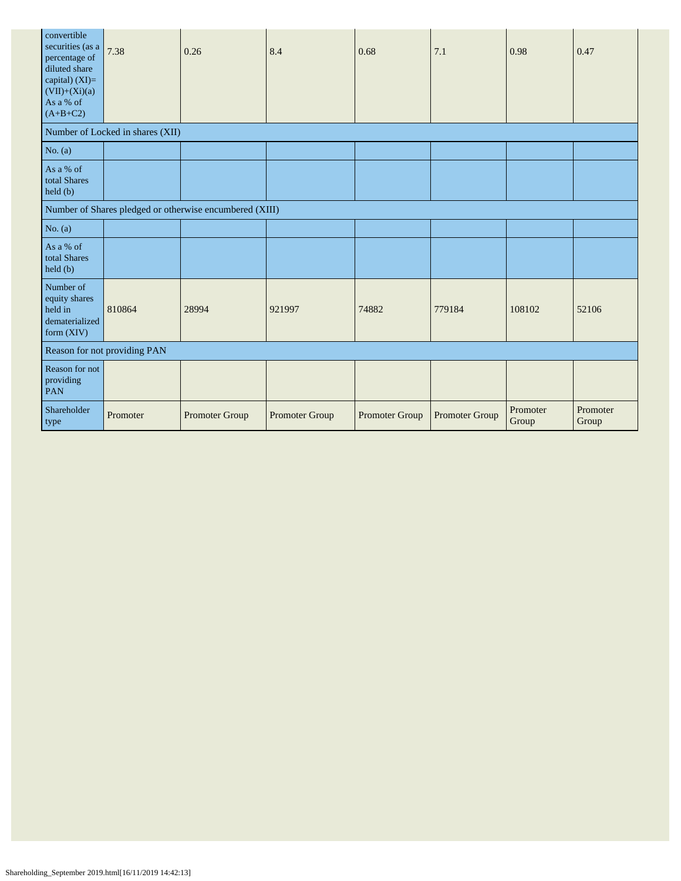| convertible securities (as a percentage of diluted share capital) (XI)= (VII)+(Xi)(a) As a % of (A+B+C2) | 7.38 | 0.26 | 8.4 | 0.68 | 7.1 | 0.98 | 0.47 |
|---|---|---|---|---|---|---|---|
| Number of Locked in shares (XII) | | | | | | | |
| No. (a) | | | | | | | |
| As a % of total Shares held (b) | | | | | | | |
| Number of Shares pledged or otherwise encumbered (XIII) | | | | | | | |
| No. (a) | | | | | | | |
| As a % of total Shares held (b) | | | | | | | |
| Number of equity shares held in dematerialized form (XIV) | 810864 | 28994 | 921997 | 74882 | 779184 | 108102 | 52106 |
| Reason for not providing PAN | | | | | | | |
| Reason for not providing PAN | | | | | | | |
| Shareholder type | Promoter | Promoter Group | Promoter Group | Promoter Group | Promoter Group | Promoter Group | Promoter Group |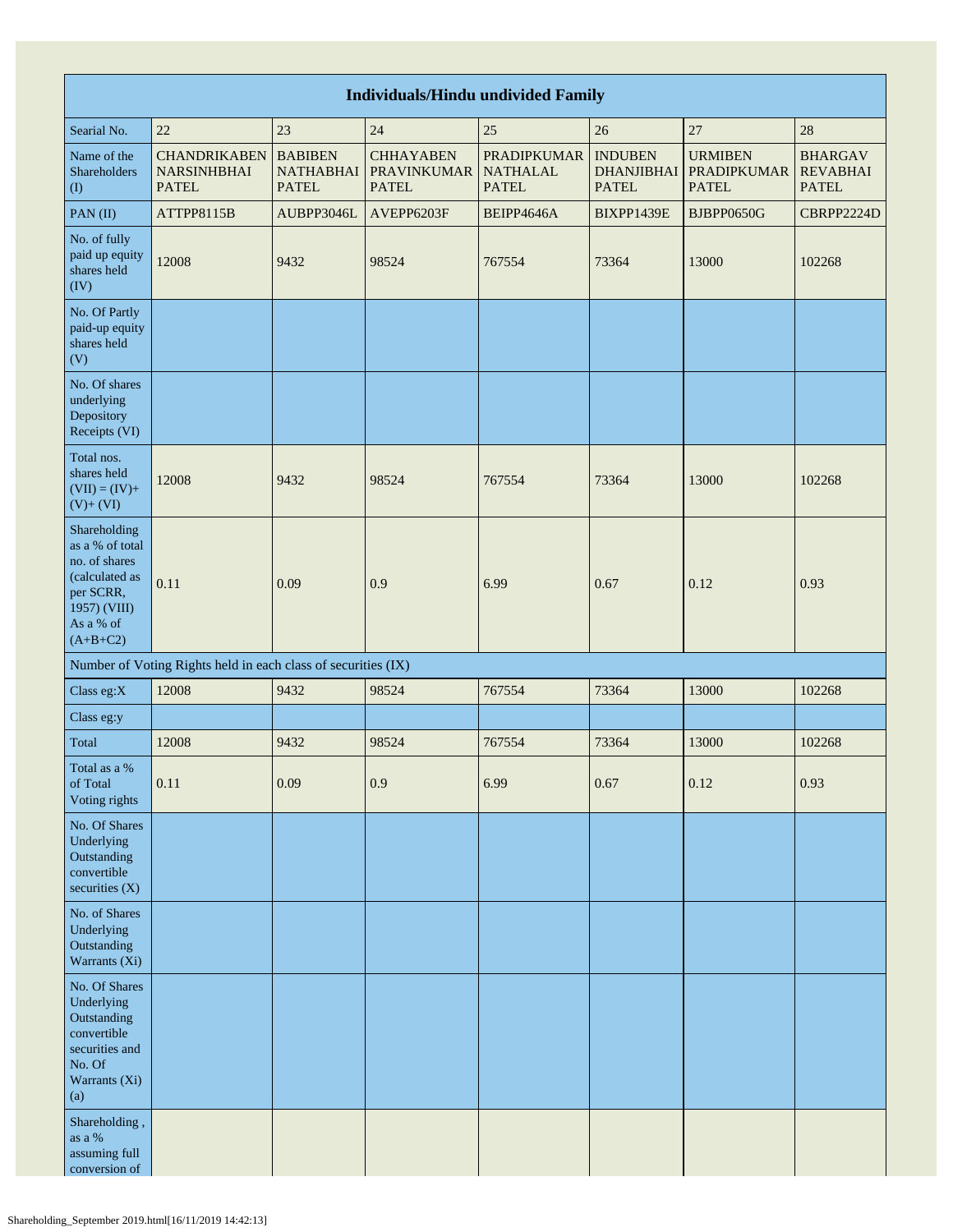| Individuals/Hindu undivided Family | | | | | | | |
|---|---|---|---|---|---|---|---|
| Searial No. | 22 | 23 | 24 | 25 | 26 | 27 | 28 |
| Name of the Shareholders (I) | CHANDRIKABEN NARSINHBHAI PATEL | BABIBEN NATHABHAI PATEL | CHHAYABEN PRAVINKUMAR PATEL | PRADIPKUMAR NATHALAL PATEL | INDUBEN DHANJIBHAI PATEL | URMIBEN PRADIPKUMAR PATEL | BHARGAV REVABHAI PATEL |
| PAN (II) | ATTPP8115B | AUBPP3046L | AVEPP6203F | BEIPP4646A | BIXPP1439E | BJBPP0650G | CBRPP2224D |
| No. of fully paid up equity shares held (IV) | 12008 | 9432 | 98524 | 767554 | 73364 | 13000 | 102268 |
| No. Of Partly paid-up equity shares held (V) | | | | | | | |
| No. Of shares underlying Depository Receipts (VI) | | | | | | | |
| Total nos. shares held (VII) = (IV)+ (V)+ (VI) | 12008 | 9432 | 98524 | 767554 | 73364 | 13000 | 102268 |
| Shareholding as a % of total no. of shares (calculated as per SCRR, 1957) (VIII) As a % of (A+B+C2) | 0.11 | 0.09 | 0.9 | 6.99 | 0.67 | 0.12 | 0.93 |
| Number of Voting Rights held in each class of securities (IX) | | | | | | | |
| Class eg:X | 12008 | 9432 | 98524 | 767554 | 73364 | 13000 | 102268 |
| Class eg:y | | | | | | | |
| Total | 12008 | 9432 | 98524 | 767554 | 73364 | 13000 | 102268 |
| Total as a % of Total Voting rights | 0.11 | 0.09 | 0.9 | 6.99 | 0.67 | 0.12 | 0.93 |
| No. Of Shares Underlying Outstanding convertible securities (X) | | | | | | | |
| No. of Shares Underlying Outstanding Warrants (Xi) | | | | | | | |
| No. Of Shares Underlying Outstanding convertible securities and No. Of Warrants (Xi) (a) | | | | | | | |
| Shareholding , as a % assuming full conversion of | | | | | | | |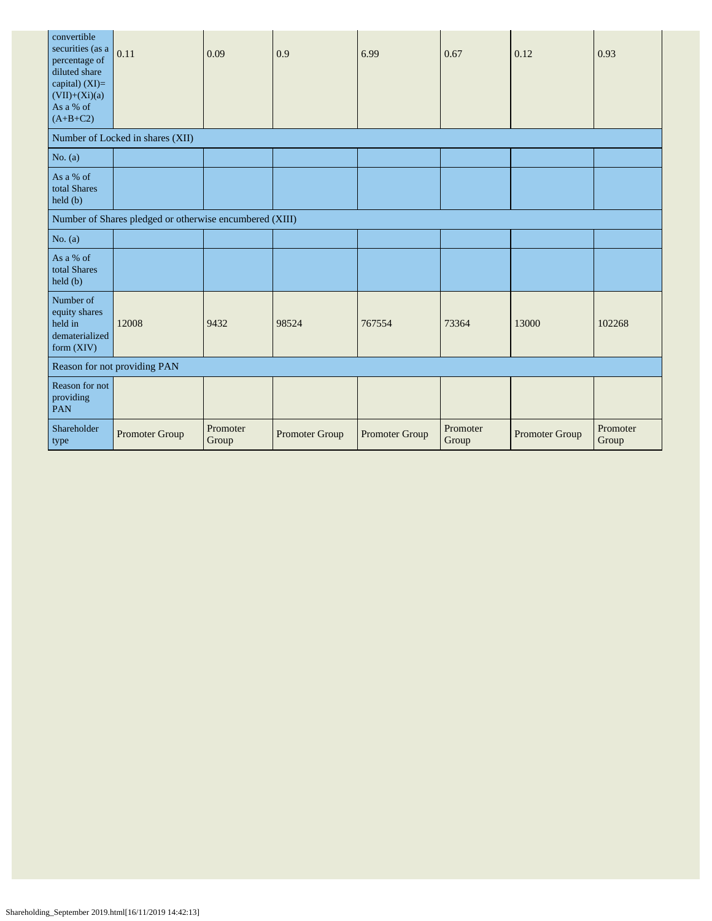| convertible securities (as a percentage of diluted share capital) (XI)= (VII)+(Xi)(a) As a % of (A+B+C2) | 0.11 | 0.09 | 0.9 | 6.99 | 0.67 | 0.12 | 0.93 |
|---|---|---|---|---|---|---|---|
| Number of Locked in shares (XII) | | | | | | | |
| No. (a) | | | | | | | |
| As a % of total Shares held (b) | | | | | | | |
| Number of Shares pledged or otherwise encumbered (XIII) | | | | | | | |
| No. (a) | | | | | | | |
| As a % of total Shares held (b) | | | | | | | |
| Number of equity shares held in dematerialized form (XIV) | 12008 | 9432 | 98524 | 767554 | 73364 | 13000 | 102268 |
| Reason for not providing PAN | | | | | | | |
| Reason for not providing PAN | | | | | | | |
| Shareholder type | Promoter Group | Promoter Group | Promoter Group | Promoter Group | Promoter Group | Promoter Group | Promoter Group |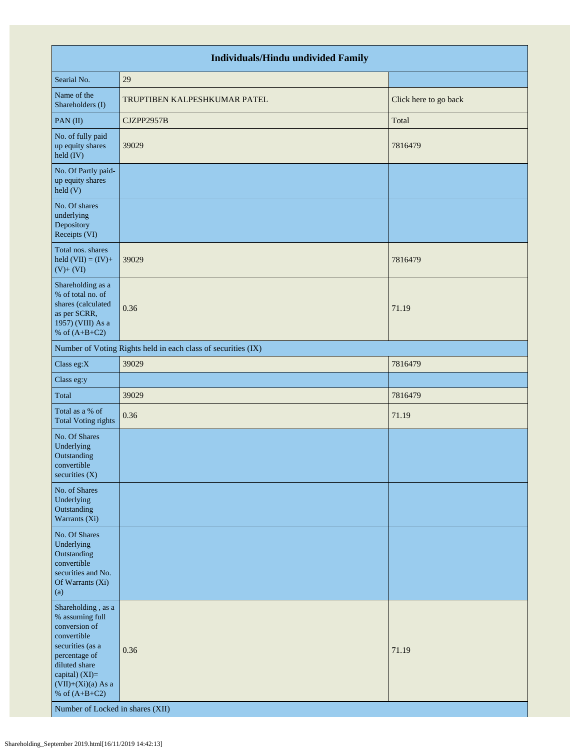| Individuals/Hindu undivided Family | | |
|---|---|---|
| Searial No. | 29 | |
| Name of the Shareholders (I) | TRUPTIBEN KALPESHKUMAR PATEL | Click here to go back |
| PAN (II) | CJZPP2957B | Total |
| No. of fully paid up equity shares held (IV) | 39029 | 7816479 |
| No. Of Partly paid-up equity shares held (V) | | |
| No. Of shares underlying Depository Receipts (VI) | | |
| Total nos. shares held (VII) = (IV)+(V)+ (VI) | 39029 | 7816479 |
| Shareholding as a % of total no. of shares (calculated as per SCRR, 1957) (VIII) As a % of (A+B+C2) | 0.36 | 71.19 |
| Number of Voting Rights held in each class of securities (IX) | | |
| Class eg:X | 39029 | 7816479 |
| Class eg:y | | |
| Total | 39029 | 7816479 |
| Total as a % of Total Voting rights | 0.36 | 71.19 |
| No. Of Shares Underlying Outstanding convertible securities (X) | | |
| No. of Shares Underlying Outstanding Warrants (Xi) | | |
| No. Of Shares Underlying Outstanding convertible securities and No. Of Warrants (Xi) (a) | | |
| Shareholding , as a % assuming full conversion of convertible securities (as a percentage of diluted share capital) (XI)= (VII)+(Xi)(a) As a % of (A+B+C2) | 0.36 | 71.19 |
| Number of Locked in shares (XII) | | |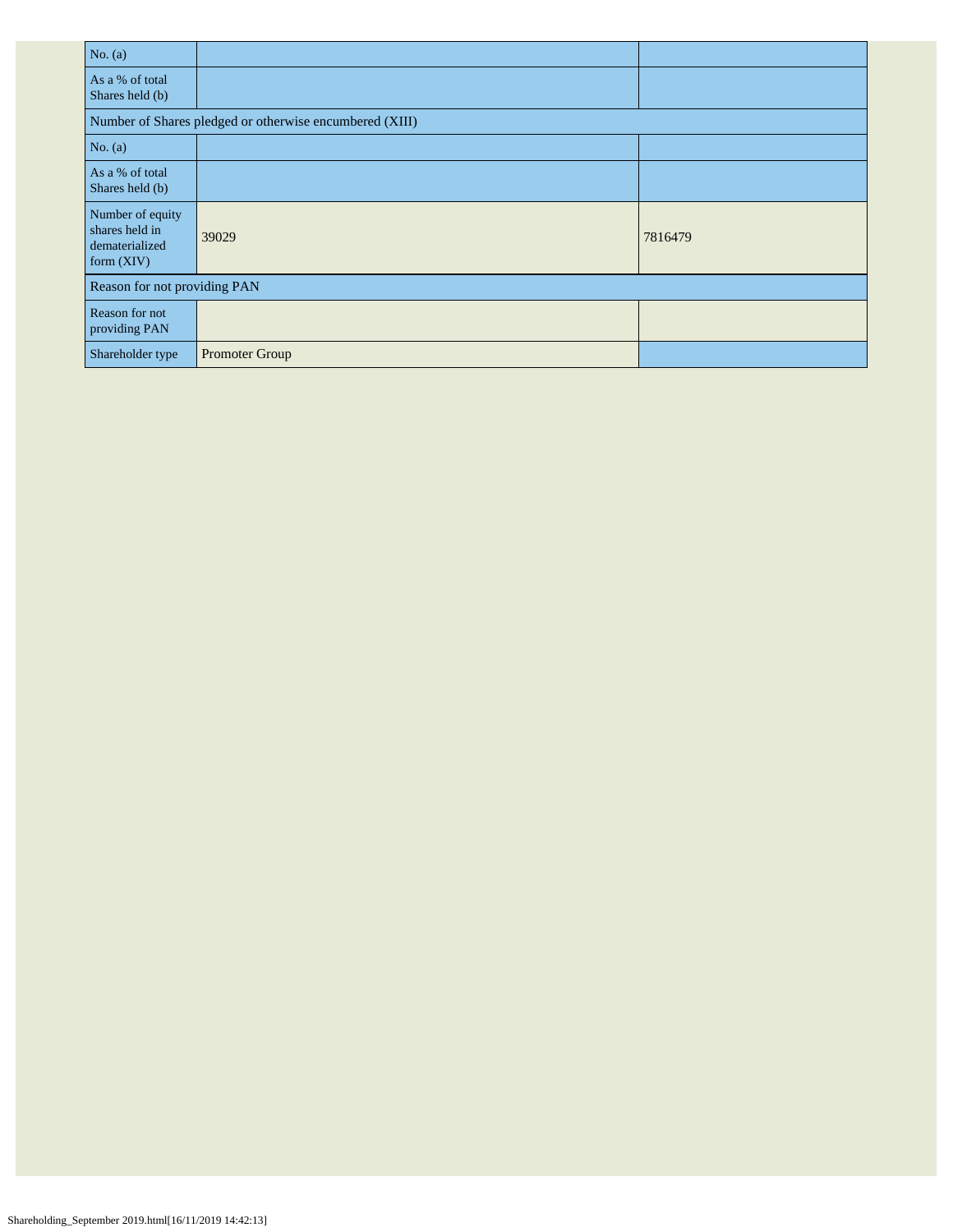| | | |
|---|---|---|
| No. (a) | | |
| As a % of total Shares held (b) | | |
| Number of Shares pledged or otherwise encumbered (XIII) | | |
| No. (a) | | |
| As a % of total Shares held (b) | | |
| Number of equity shares held in dematerialized form (XIV) | 39029 | 7816479 |
| Reason for not providing PAN | | |
| Reason for not providing PAN | | |
| Shareholder type | Promoter Group | |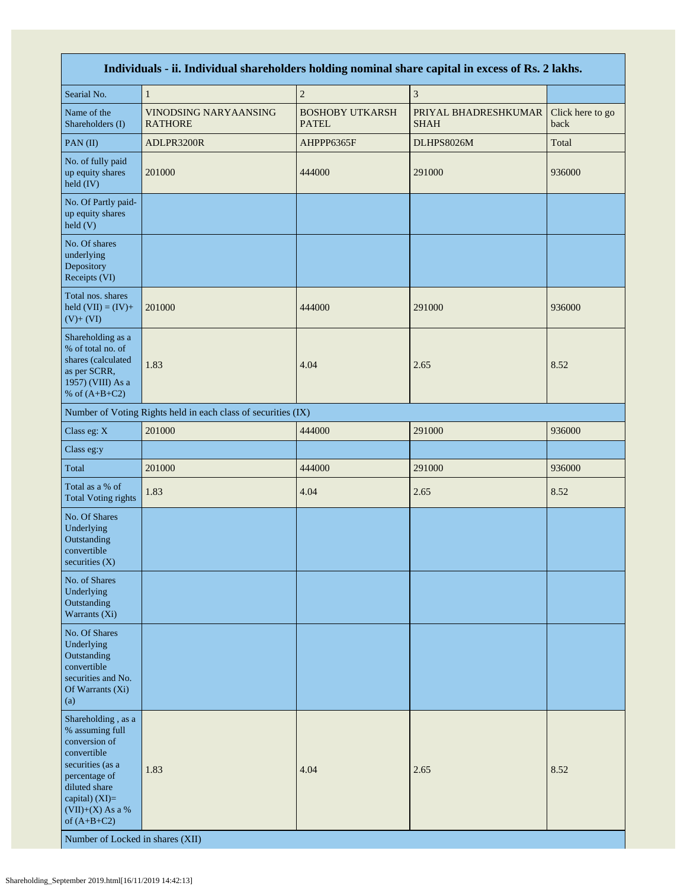| Individuals - ii. Individual shareholders holding nominal share capital in excess of Rs. 2 lakhs. | | | | |
|---|---|---|---|---|
| Searial No. | 1 | 2 | 3 | |
| Name of the Shareholders (I) | VINODSING NARYAANSING RATHORE | BOSHOBY UTKARSH PATEL | PRIYAL BHADRESHKUMAR SHAH | Click here to go back |
| PAN (II) | ADLPR3200R | AHPPP6365F | DLHPS8026M | Total |
| No. of fully paid up equity shares held (IV) | 201000 | 444000 | 291000 | 936000 |
| No. Of Partly paid-up equity shares held (V) | | | | |
| No. Of shares underlying Depository Receipts (VI) | | | | |
| Total nos. shares held (VII) = (IV)+ (V)+ (VI) | 201000 | 444000 | 291000 | 936000 |
| Shareholding as a % of total no. of shares (calculated as per SCRR, 1957) (VIII) As a % of (A+B+C2) | 1.83 | 4.04 | 2.65 | 8.52 |
| Number of Voting Rights held in each class of securities (IX) | | | | |
| Class eg: X | 201000 | 444000 | 291000 | 936000 |
| Class eg:y | | | | |
| Total | 201000 | 444000 | 291000 | 936000 |
| Total as a % of Total Voting rights | 1.83 | 4.04 | 2.65 | 8.52 |
| No. Of Shares Underlying Outstanding convertible securities (X) | | | | |
| No. of Shares Underlying Outstanding Warrants (Xi) | | | | |
| No. Of Shares Underlying Outstanding convertible securities and No. Of Warrants (Xi) (a) | | | | |
| Shareholding , as a % assuming full conversion of convertible securities (as a percentage of diluted share capital) (XI)= (VII)+(X) As a % of (A+B+C2) | 1.83 | 4.04 | 2.65 | 8.52 |
| Number of Locked in shares (XII) | | | | |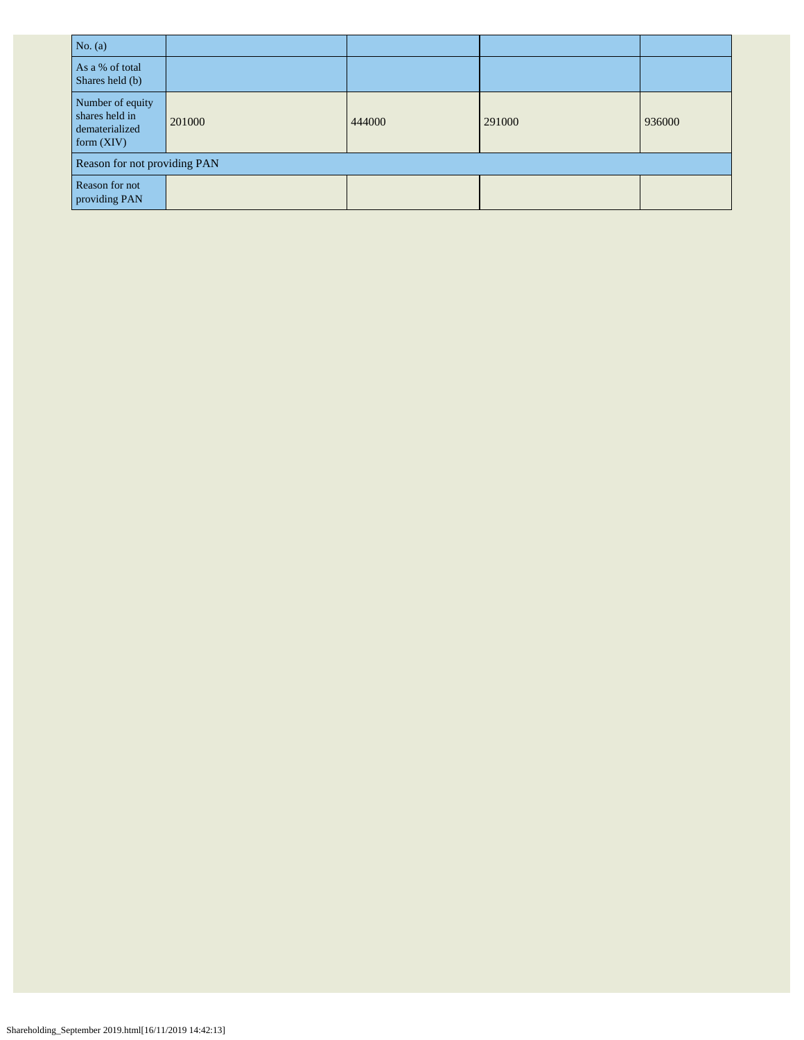| | | | | |
|---|---|---|---|---|
| No. (a) | | | | |
| As a % of total Shares held (b) | | | | |
| Number of equity shares held in dematerialized form (XIV) | 201000 | 444000 | 291000 | 936000 |
| Reason for not providing PAN | | | | |
| Reason for not providing PAN | | | | |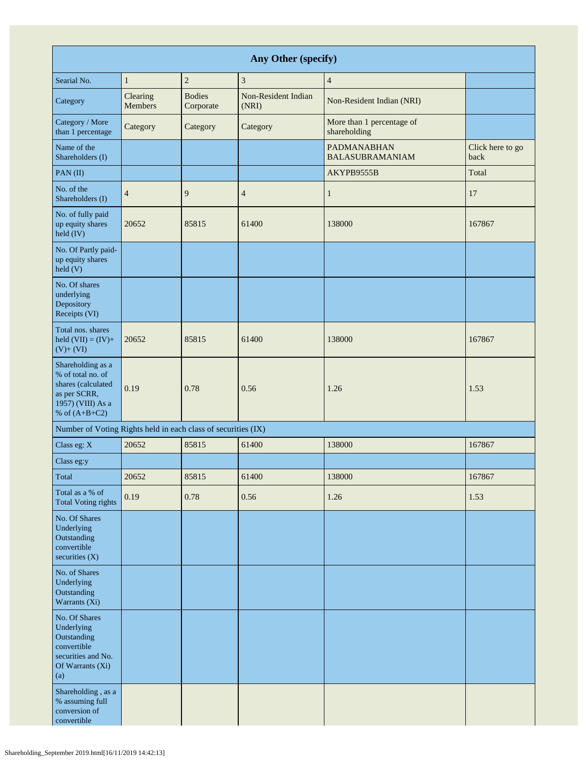| Any Other (specify) | | | | | |
|---|---|---|---|---|---|
| Searial No. | 1 | 2 | 3 | 4 | |
| Category | Clearing Members | Bodies Corporate | Non-Resident Indian (NRI) | Non-Resident Indian (NRI) | |
| Category / More than 1 percentage | Category | Category | Category | More than 1 percentage of shareholding | |
| Name of the Shareholders (I) | | | | PADMANABHAN BALASUBRAMANIAM | Click here to go back |
| PAN (II) | | | | AKYPB9555B | Total |
| No. of the Shareholders (I) | 4 | 9 | 4 | 1 | 17 |
| No. of fully paid up equity shares held (IV) | 20652 | 85815 | 61400 | 138000 | 167867 |
| No. Of Partly paid-up equity shares held (V) | | | | | |
| No. Of shares underlying Depository Receipts (VI) | | | | | |
| Total nos. shares held (VII) = (IV)+ (V)+ (VI) | 20652 | 85815 | 61400 | 138000 | 167867 |
| Shareholding as a % of total no. of shares (calculated as per SCRR, 1957) (VIII) As a % of (A+B+C2) | 0.19 | 0.78 | 0.56 | 1.26 | 1.53 |
| Number of Voting Rights held in each class of securities (IX) | | | | | |
| Class eg: X | 20652 | 85815 | 61400 | 138000 | 167867 |
| Class eg:y | | | | | |
| Total | 20652 | 85815 | 61400 | 138000 | 167867 |
| Total as a % of Total Voting rights | 0.19 | 0.78 | 0.56 | 1.26 | 1.53 |
| No. Of Shares Underlying Outstanding convertible securities (X) | | | | | |
| No. of Shares Underlying Outstanding Warrants (Xi) | | | | | |
| No. Of Shares Underlying Outstanding convertible securities and No. Of Warrants (Xi) (a) | | | | | |
| Shareholding , as a % assuming full conversion of convertible | | | | | |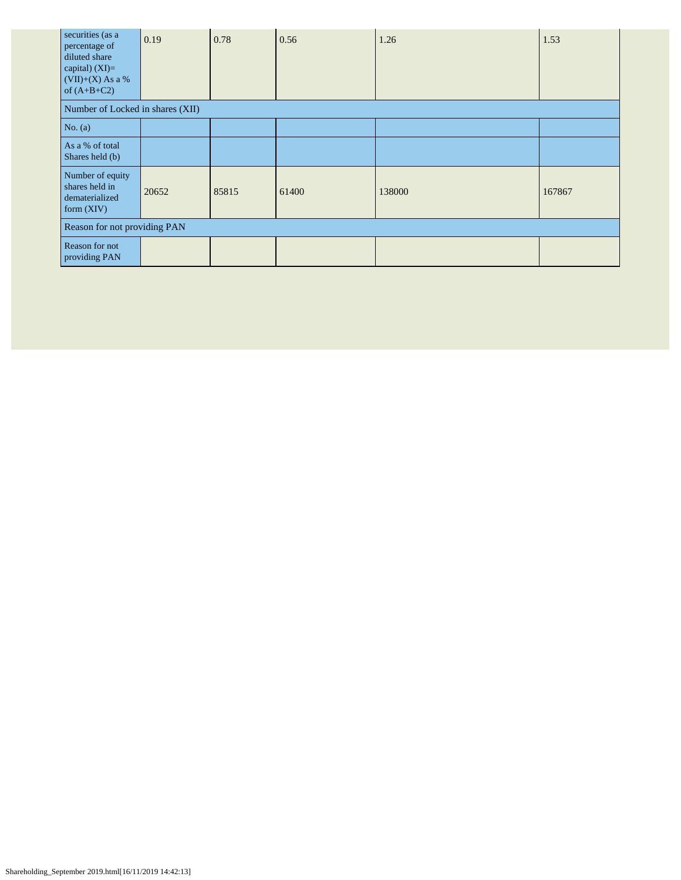| securities (as a percentage of diluted share capital) (XI)= (VII)+(X) As a % of (A+B+C2) | 0.19 | 0.78 | 0.56 | 1.26 | 1.53 |
| --- | --- | --- | --- | --- | --- |
| Number of Locked in shares (XII) | | | | | |
| No. (a) | | | | | |
| As a % of total Shares held (b) | | | | | |
| Number of equity shares held in dematerialized form (XIV) | 20652 | 85815 | 61400 | 138000 | 167867 |
| Reason for not providing PAN | | | | | |
| Reason for not providing PAN | | | | | |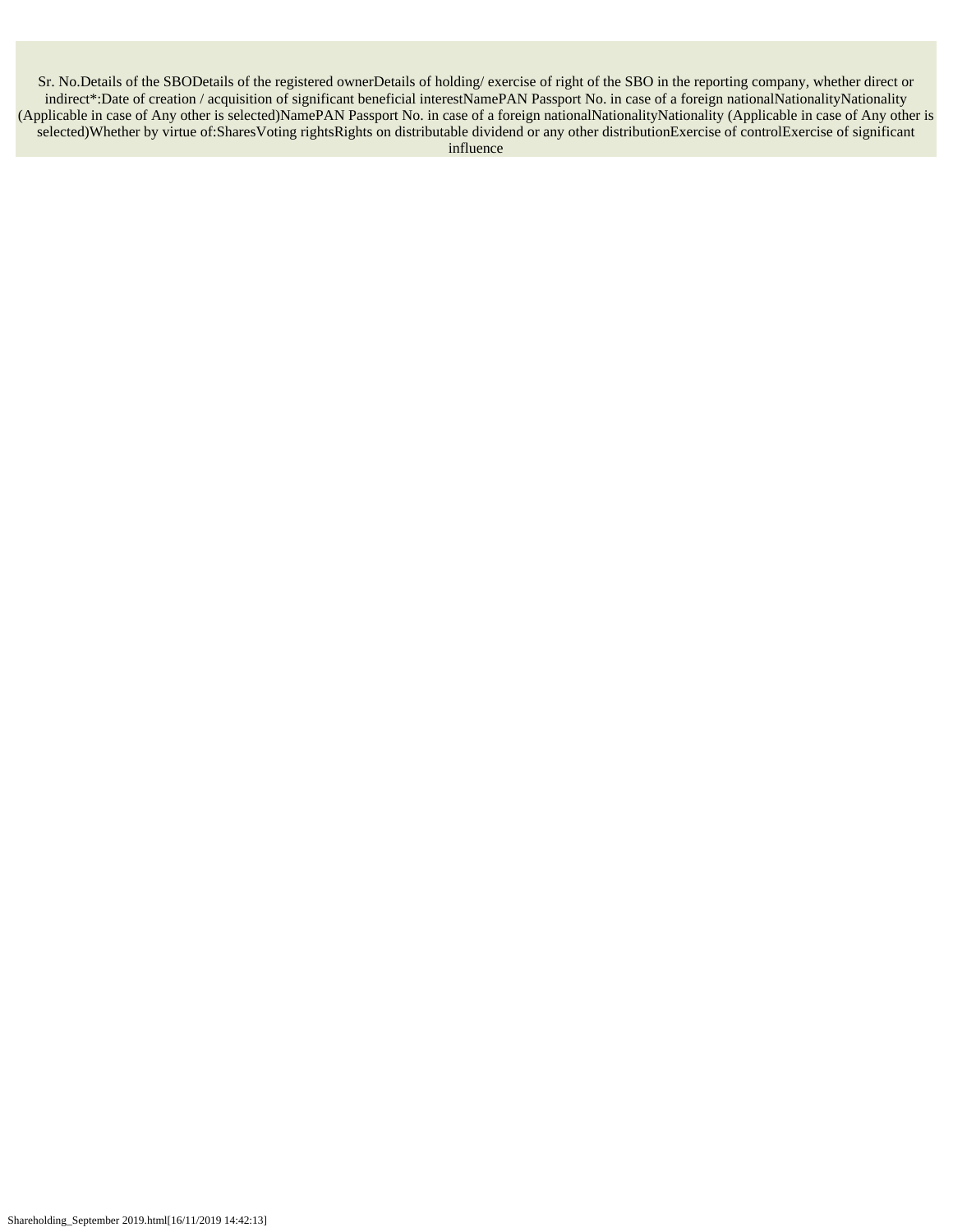Sr. No.Details of the SBODetails of the registered ownerDetails of holding/ exercise of right of the SBO in the reporting company, whether direct or indirect*:Date of creation / acquisition of significant beneficial interestNamePAN Passport No. in case of a foreign nationalNationalityNationality (Applicable in case of Any other is selected)NamePAN Passport No. in case of a foreign nationalNationalityNationality (Applicable in case of Any other is selected)Whether by virtue of:SharesVoting rightsRights on distributable dividend or any other distributionExercise of controlExercise of significant influence